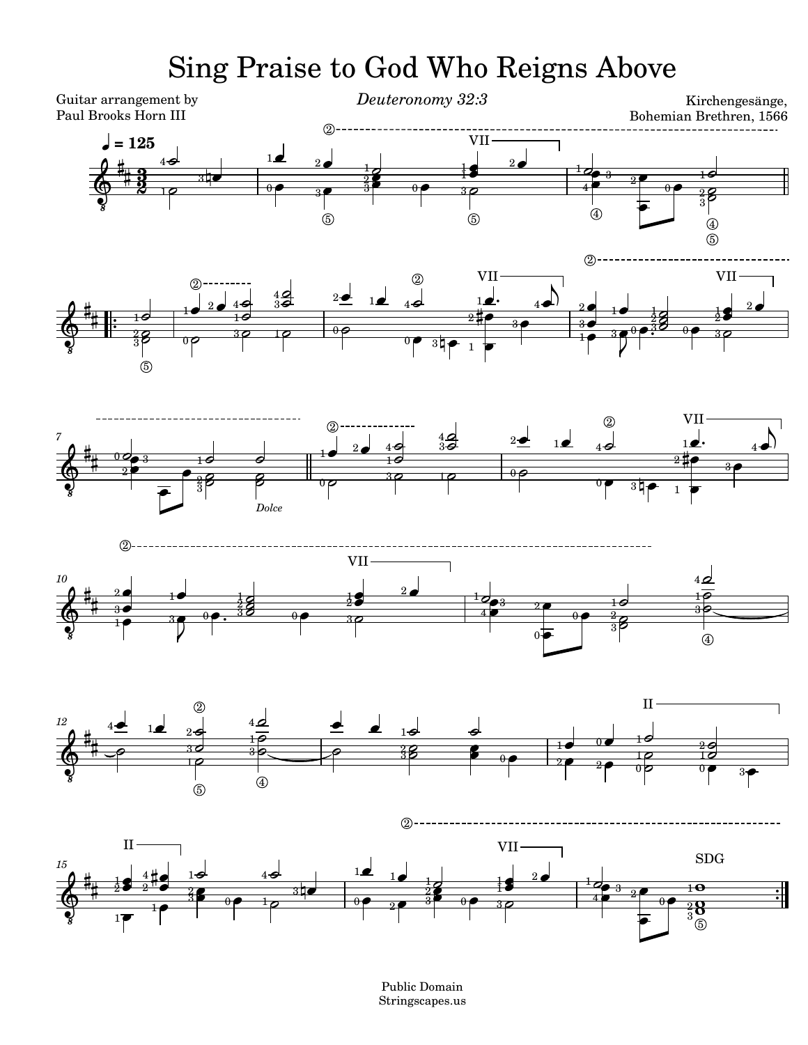# Sing Praise to God Who Reigns Above

Guitar arrangement by
Paul Brooks Horn III

*Deuteronomy 32:3*

Kirchengesänge,
Bohemian Brethren, 1566

Public Domain
Stringscapes.us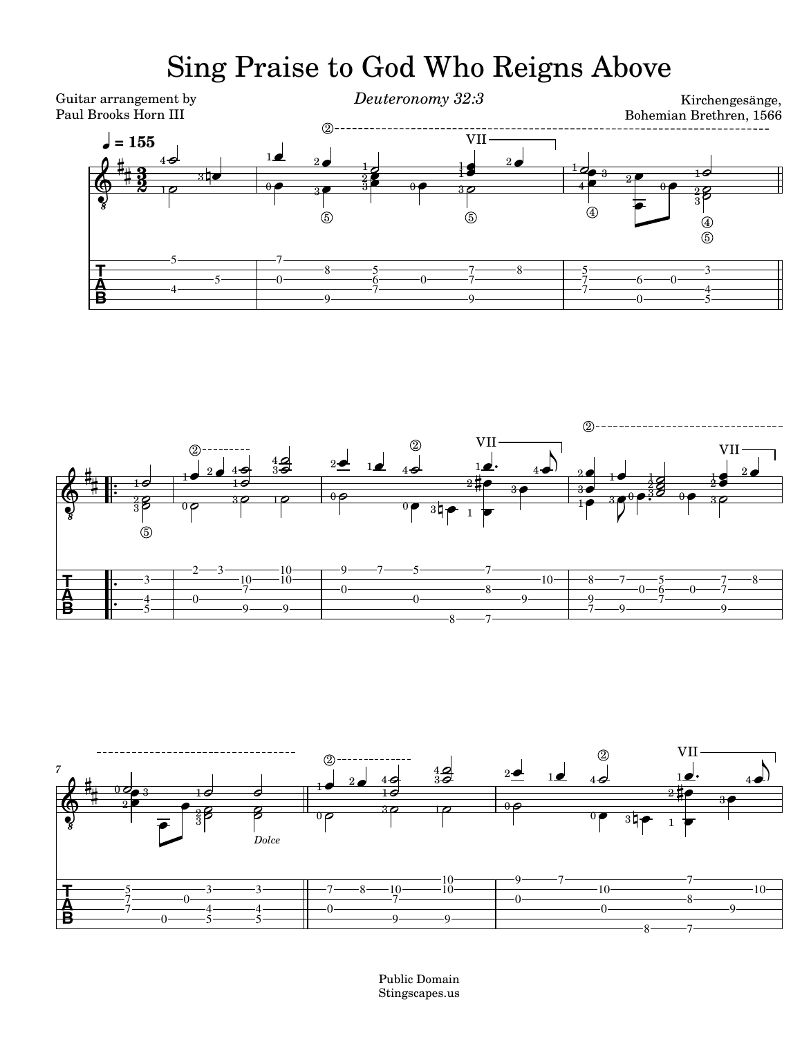# Sing Praise to God Who Reigns Above

Guitar arrangement by
Paul Brooks Horn III

*Deuteronomy 32:3*

Kirchengesänge,
Bohemian Brethren, 1566

Public Domain
Stingscapes.us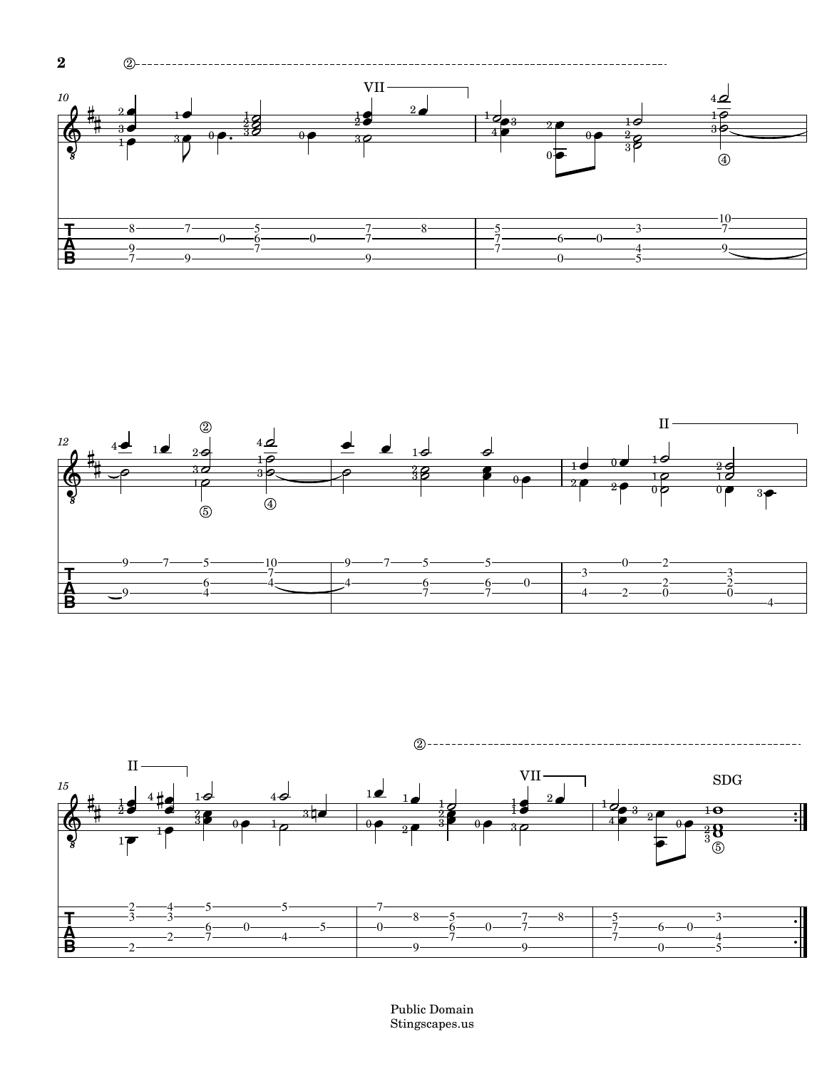Public Domain
Stingscapes.us